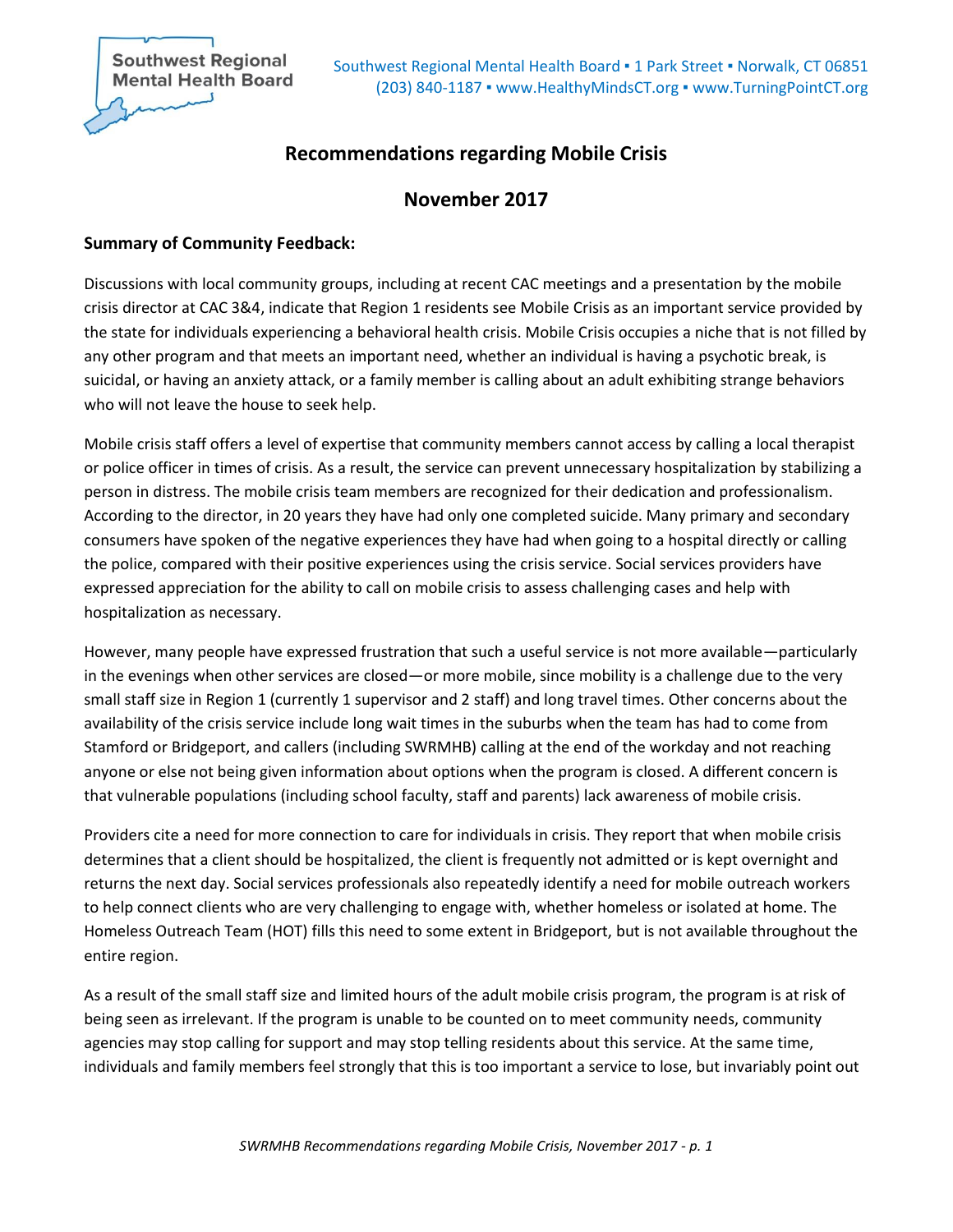Southwest Regional Mental Health Board ▪ 1 Park Street ▪ Norwalk, CT 06851
(203) 840-1187 ▪ www.HealthyMindsCT.org ▪ www.TurningPointCT.org

# Recommendations regarding Mobile Crisis

## November 2017

**Summary of Community Feedback:**

Discussions with local community groups, including at recent CAC meetings and a presentation by the mobile crisis director at CAC 3&4, indicate that Region 1 residents see Mobile Crisis as an important service provided by the state for individuals experiencing a behavioral health crisis. Mobile Crisis occupies a niche that is not filled by any other program and that meets an important need, whether an individual is having a psychotic break, is suicidal, or having an anxiety attack, or a family member is calling about an adult exhibiting strange behaviors who will not leave the house to seek help.

Mobile crisis staff offers a level of expertise that community members cannot access by calling a local therapist or police officer in times of crisis. As a result, the service can prevent unnecessary hospitalization by stabilizing a person in distress. The mobile crisis team members are recognized for their dedication and professionalism. According to the director, in 20 years they have had only one completed suicide. Many primary and secondary consumers have spoken of the negative experiences they have had when going to a hospital directly or calling the police, compared with their positive experiences using the crisis service. Social services providers have expressed appreciation for the ability to call on mobile crisis to assess challenging cases and help with hospitalization as necessary.

However, many people have expressed frustration that such a useful service is not more available—particularly in the evenings when other services are closed—or more mobile, since mobility is a challenge due to the very small staff size in Region 1 (currently 1 supervisor and 2 staff) and long travel times. Other concerns about the availability of the crisis service include long wait times in the suburbs when the team has had to come from Stamford or Bridgeport, and callers (including SWRMHB) calling at the end of the workday and not reaching anyone or else not being given information about options when the program is closed. A different concern is that vulnerable populations (including school faculty, staff and parents) lack awareness of mobile crisis.

Providers cite a need for more connection to care for individuals in crisis. They report that when mobile crisis determines that a client should be hospitalized, the client is frequently not admitted or is kept overnight and returns the next day. Social services professionals also repeatedly identify a need for mobile outreach workers to help connect clients who are very challenging to engage with, whether homeless or isolated at home. The Homeless Outreach Team (HOT) fills this need to some extent in Bridgeport, but is not available throughout the entire region.

As a result of the small staff size and limited hours of the adult mobile crisis program, the program is at risk of being seen as irrelevant. If the program is unable to be counted on to meet community needs, community agencies may stop calling for support and may stop telling residents about this service. At the same time, individuals and family members feel strongly that this is too important a service to lose, but invariably point out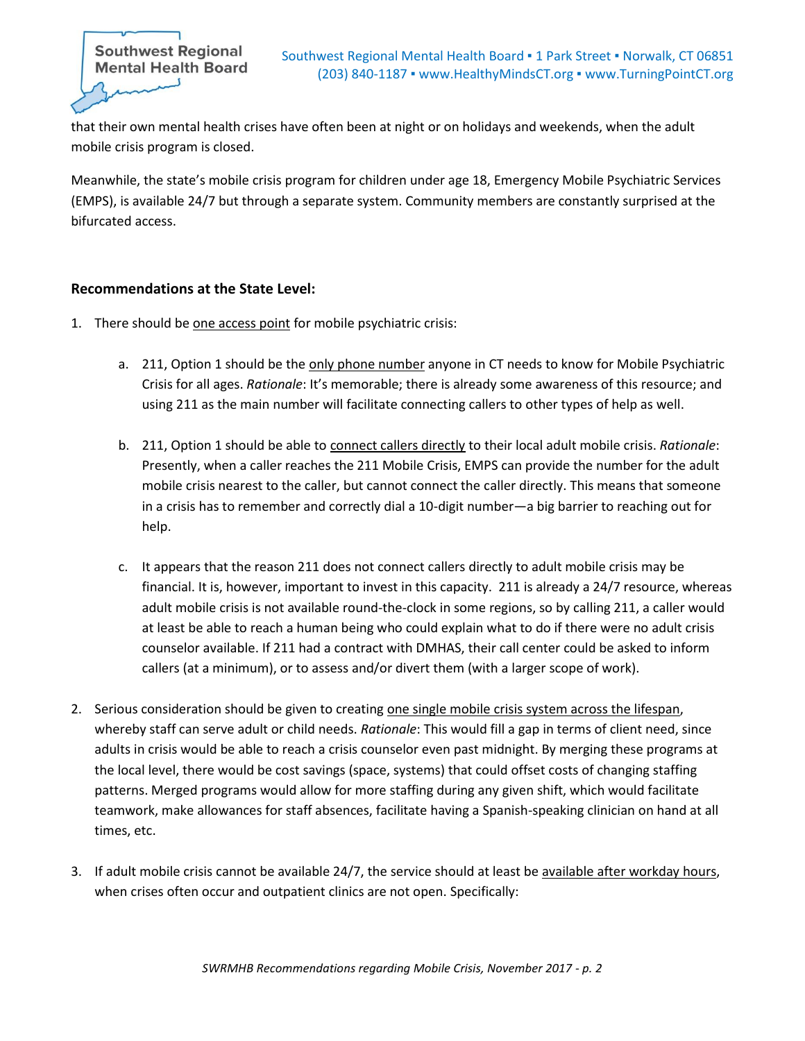that their own mental health crises have often been at night or on holidays and weekends, when the adult mobile crisis program is closed.

Meanwhile, the state's mobile crisis program for children under age 18, Emergency Mobile Psychiatric Services (EMPS), is available 24/7 but through a separate system. Community members are constantly surprised at the bifurcated access.

**Recommendations at the State Level:**

1. There should be <u>one access point</u> for mobile psychiatric crisis:

    a. 211, Option 1 should be the <u>only phone number</u> anyone in CT needs to know for Mobile Psychiatric Crisis for all ages. *Rationale*: It's memorable; there is already some awareness of this resource; and using 211 as the main number will facilitate connecting callers to other types of help as well.

    b. 211, Option 1 should be able to <u>connect callers directly</u> to their local adult mobile crisis. *Rationale*: Presently, when a caller reaches the 211 Mobile Crisis, EMPS can provide the number for the adult mobile crisis nearest to the caller, but cannot connect the caller directly. This means that someone in a crisis has to remember and correctly dial a 10-digit number—a big barrier to reaching out for help.

    c. It appears that the reason 211 does not connect callers directly to adult mobile crisis may be financial. It is, however, important to invest in this capacity. 211 is already a 24/7 resource, whereas adult mobile crisis is not available round-the-clock in some regions, so by calling 211, a caller would at least be able to reach a human being who could explain what to do if there were no adult crisis counselor available. If 211 had a contract with DMHAS, their call center could be asked to inform callers (at a minimum), or to assess and/or divert them (with a larger scope of work).

2. Serious consideration should be given to creating <u>one single mobile crisis system across the lifespan</u>, whereby staff can serve adult or child needs. *Rationale*: This would fill a gap in terms of client need, since adults in crisis would be able to reach a crisis counselor even past midnight. By merging these programs at the local level, there would be cost savings (space, systems) that could offset costs of changing staffing patterns. Merged programs would allow for more staffing during any given shift, which would facilitate teamwork, make allowances for staff absences, facilitate having a Spanish-speaking clinician on hand at all times, etc.

3. If adult mobile crisis cannot be available 24/7, the service should at least be <u>available after workday hours</u>, when crises often occur and outpatient clinics are not open. Specifically: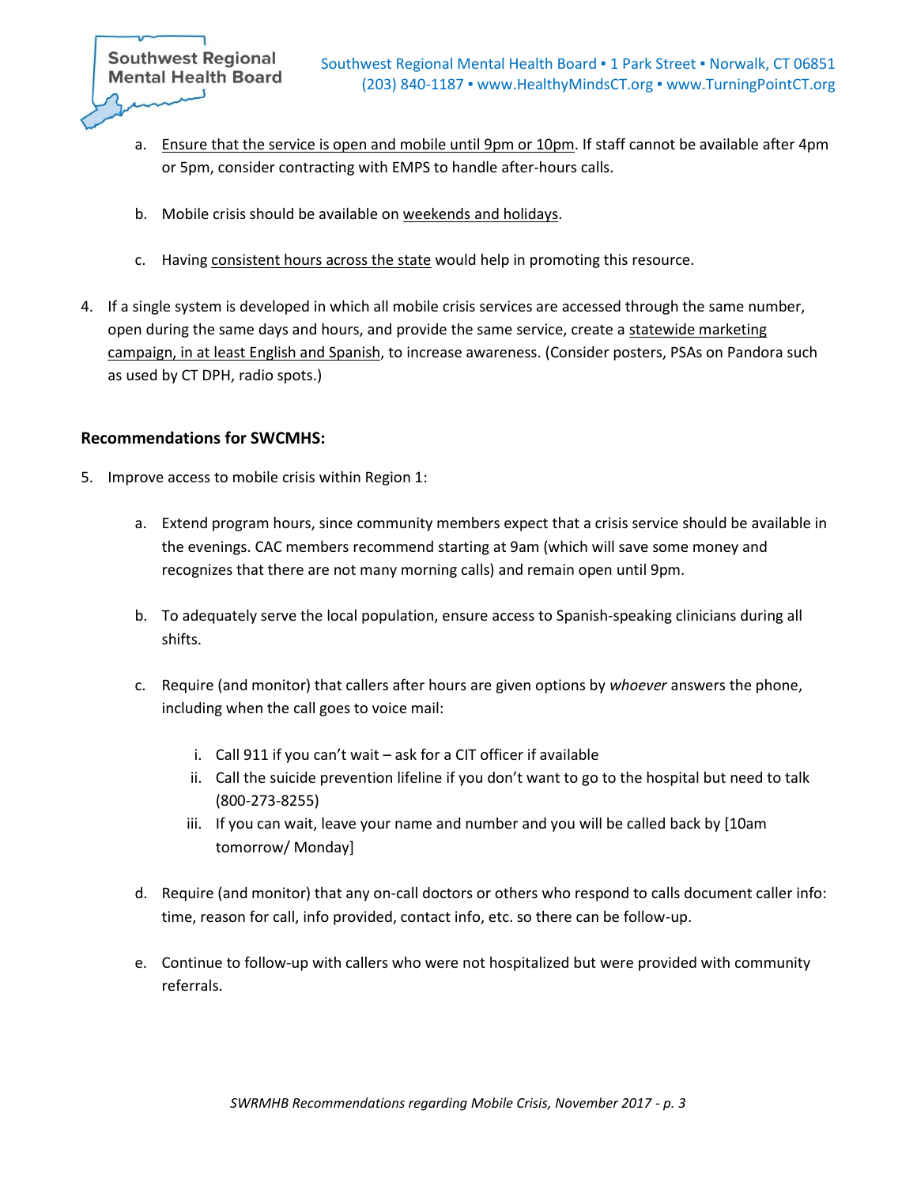a. <u>Ensure that the service is open and mobile until 9pm or 10pm</u>. If staff cannot be available after 4pm or 5pm, consider contracting with EMPS to handle after-hours calls.

b. Mobile crisis should be available on <u>weekends and holidays</u>.

c. Having <u>consistent hours across the state</u> would help in promoting this resource.

4. If a single system is developed in which all mobile crisis services are accessed through the same number, open during the same days and hours, and provide the same service, create a <u>statewide marketing campaign, in at least English and Spanish</u>, to increase awareness. (Consider posters, PSAs on Pandora such as used by CT DPH, radio spots.)

**Recommendations for SWCMHS:**

5. Improve access to mobile crisis within Region 1:

   a. Extend program hours, since community members expect that a crisis service should be available in the evenings. CAC members recommend starting at 9am (which will save some money and recognizes that there are not many morning calls) and remain open until 9pm.

   b. To adequately serve the local population, ensure access to Spanish-speaking clinicians during all shifts.

   c. Require (and monitor) that callers after hours are given options by *whoever* answers the phone, including when the call goes to voice mail:

      i. Call 911 if you can't wait – ask for a CIT officer if available
      
      ii. Call the suicide prevention lifeline if you don't want to go to the hospital but need to talk (800-273-8255)
      
      iii. If you can wait, leave your name and number and you will be called back by [10am tomorrow/ Monday]

   d. Require (and monitor) that any on-call doctors or others who respond to calls document caller info: time, reason for call, info provided, contact info, etc. so there can be follow-up.

   e. Continue to follow-up with callers who were not hospitalized but were provided with community referrals.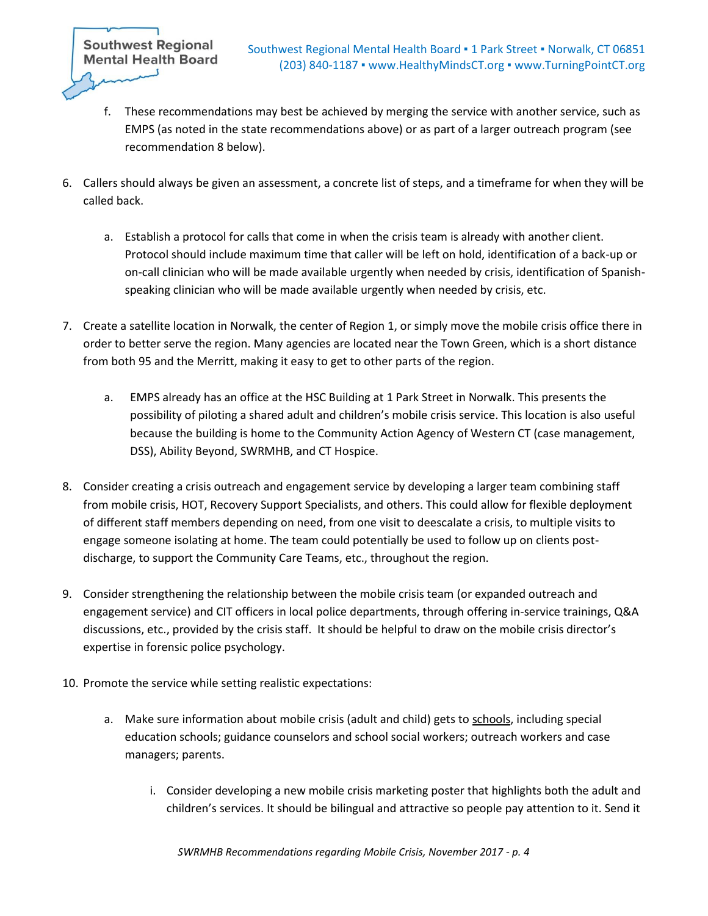f. These recommendations may best be achieved by merging the service with another service, such as EMPS (as noted in the state recommendations above) or as part of a larger outreach program (see recommendation 8 below).

6. Callers should always be given an assessment, a concrete list of steps, and a timeframe for when they will be called back.

   a. Establish a protocol for calls that come in when the crisis team is already with another client. Protocol should include maximum time that caller will be left on hold, identification of a back-up or on-call clinician who will be made available urgently when needed by crisis, identification of Spanish-speaking clinician who will be made available urgently when needed by crisis, etc.

7. Create a satellite location in Norwalk, the center of Region 1, or simply move the mobile crisis office there in order to better serve the region. Many agencies are located near the Town Green, which is a short distance from both 95 and the Merritt, making it easy to get to other parts of the region.

   a. EMPS already has an office at the HSC Building at 1 Park Street in Norwalk. This presents the possibility of piloting a shared adult and children's mobile crisis service. This location is also useful because the building is home to the Community Action Agency of Western CT (case management, DSS), Ability Beyond, SWRMHB, and CT Hospice.

8. Consider creating a crisis outreach and engagement service by developing a larger team combining staff from mobile crisis, HOT, Recovery Support Specialists, and others. This could allow for flexible deployment of different staff members depending on need, from one visit to deescalate a crisis, to multiple visits to engage someone isolating at home. The team could potentially be used to follow up on clients post-discharge, to support the Community Care Teams, etc., throughout the region.

9. Consider strengthening the relationship between the mobile crisis team (or expanded outreach and engagement service) and CIT officers in local police departments, through offering in-service trainings, Q&A discussions, etc., provided by the crisis staff. It should be helpful to draw on the mobile crisis director's expertise in forensic police psychology.

10. Promote the service while setting realistic expectations:

    a. Make sure information about mobile crisis (adult and child) gets to <u>schools</u>, including special education schools; guidance counselors and school social workers; outreach workers and case managers; parents.

       i. Consider developing a new mobile crisis marketing poster that highlights both the adult and children's services. It should be bilingual and attractive so people pay attention to it. Send it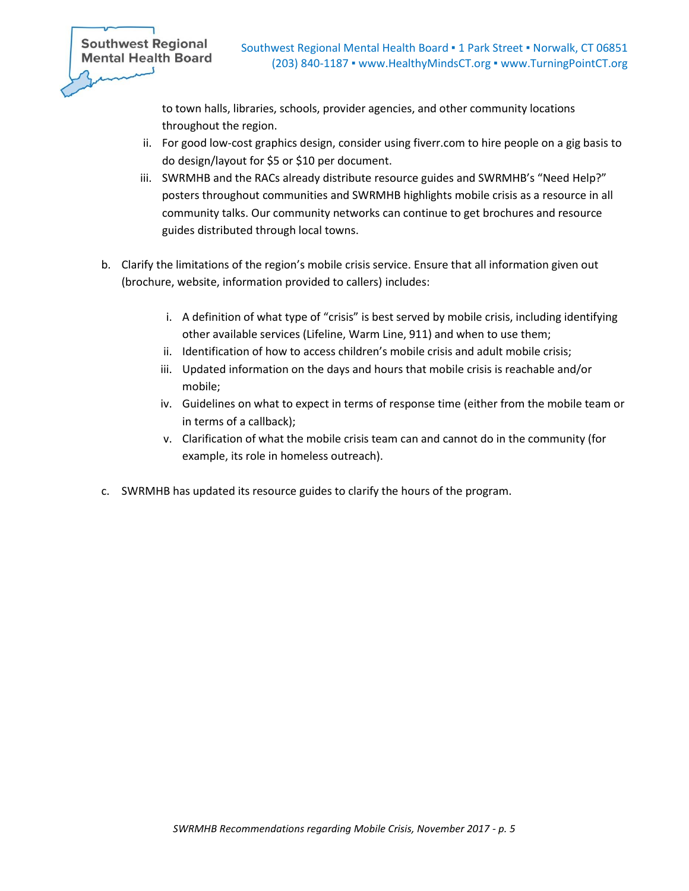to town halls, libraries, schools, provider agencies, and other community locations throughout the region.

ii. For good low-cost graphics design, consider using fiverr.com to hire people on a gig basis to do design/layout for $5 or $10 per document.

iii. SWRMHB and the RACs already distribute resource guides and SWRMHB's "Need Help?" posters throughout communities and SWRMHB highlights mobile crisis as a resource in all community talks. Our community networks can continue to get brochures and resource guides distributed through local towns.

b. Clarify the limitations of the region's mobile crisis service. Ensure that all information given out (brochure, website, information provided to callers) includes:

   i. A definition of what type of "crisis" is best served by mobile crisis, including identifying other available services (Lifeline, Warm Line, 911) and when to use them;
   ii. Identification of how to access children's mobile crisis and adult mobile crisis;
   iii. Updated information on the days and hours that mobile crisis is reachable and/or mobile;
   iv. Guidelines on what to expect in terms of response time (either from the mobile team or in terms of a callback);
   v. Clarification of what the mobile crisis team can and cannot do in the community (for example, its role in homeless outreach).

c. SWRMHB has updated its resource guides to clarify the hours of the program.